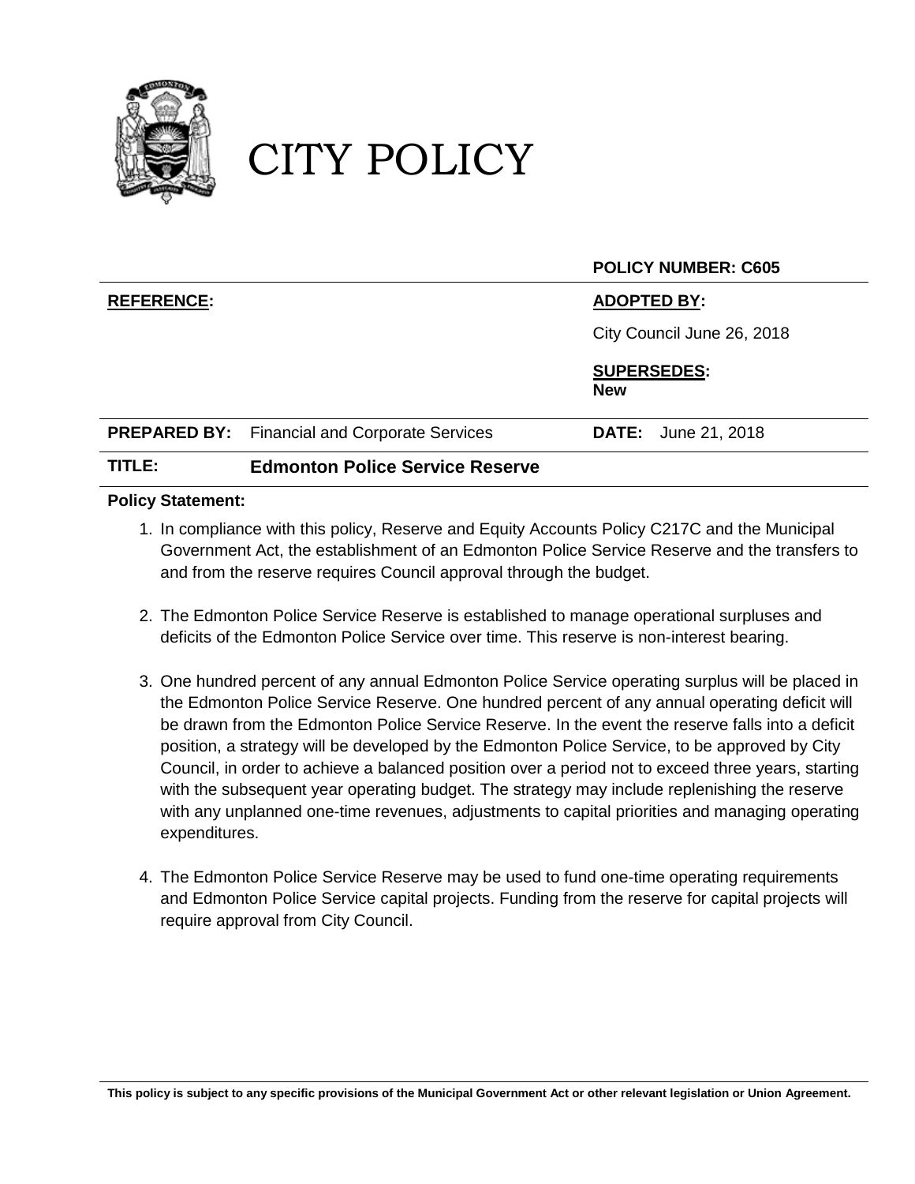# CITY POLICY

| | | |
|---|---|---|
| | | **POLICY NUMBER: C605** |
| **REFERENCE:** | | **ADOPTED BY:** City Council June 26, 2018 |
| | | **SUPERSEDES:** **New** |
| **PREPARED BY:** | Financial and Corporate Services | **DATE:** June 21, 2018 |
| **TITLE:** | **Edmonton Police Service Reserve** | |

**Policy Statement:**

1. In compliance with this policy, Reserve and Equity Accounts Policy C217C and the Municipal Government Act, the establishment of an Edmonton Police Service Reserve and the transfers to and from the reserve requires Council approval through the budget.

2. The Edmonton Police Service Reserve is established to manage operational surpluses and deficits of the Edmonton Police Service over time. This reserve is non-interest bearing.

3. One hundred percent of any annual Edmonton Police Service operating surplus will be placed in the Edmonton Police Service Reserve. One hundred percent of any annual operating deficit will be drawn from the Edmonton Police Service Reserve. In the event the reserve falls into a deficit position, a strategy will be developed by the Edmonton Police Service, to be approved by City Council, in order to achieve a balanced position over a period not to exceed three years, starting with the subsequent year operating budget. The strategy may include replenishing the reserve with any unplanned one-time revenues, adjustments to capital priorities and managing operating expenditures.

4. The Edmonton Police Service Reserve may be used to fund one-time operating requirements and Edmonton Police Service capital projects. Funding from the reserve for capital projects will require approval from City Council.

**This policy is subject to any specific provisions of the Municipal Government Act or other relevant legislation or Union Agreement.**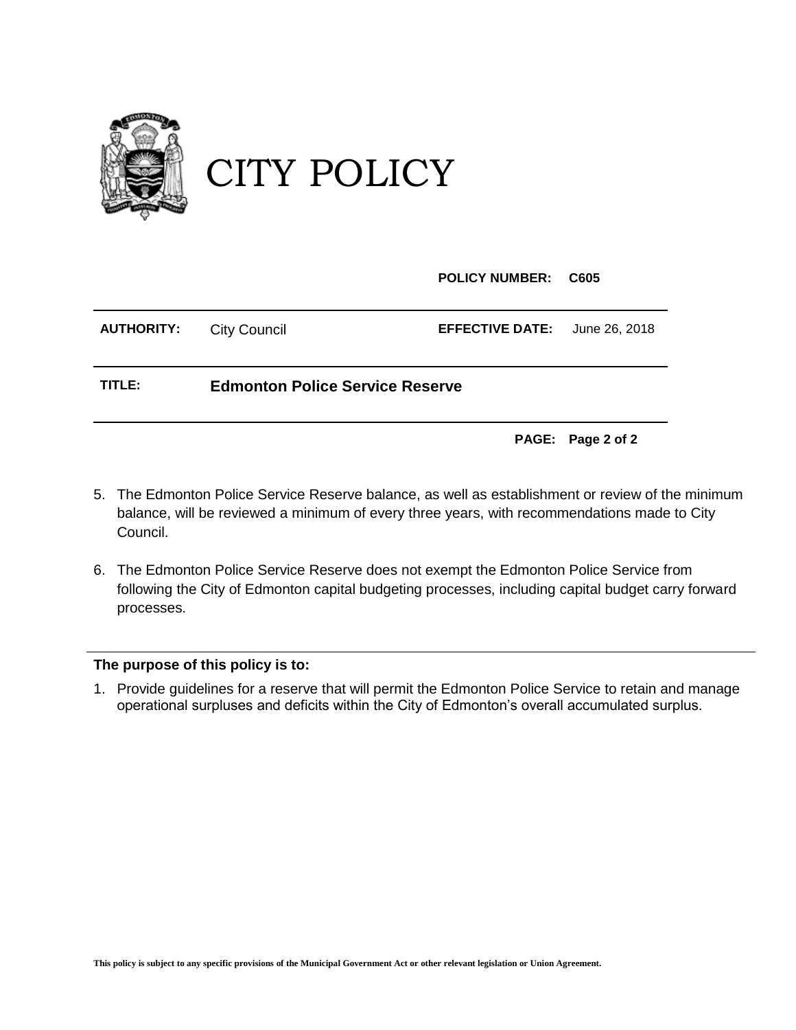5. The Edmonton Police Service Reserve balance, as well as establishment or review of the minimum balance, will be reviewed a minimum of every three years, with recommendations made to City Council.

6. The Edmonton Police Service Reserve does not exempt the Edmonton Police Service from following the City of Edmonton capital budgeting processes, including capital budget carry forward processes.

---

**The purpose of this policy is to:**

1. Provide guidelines for a reserve that will permit the Edmonton Police Service to retain and manage operational surpluses and deficits within the City of Edmonton's overall accumulated surplus.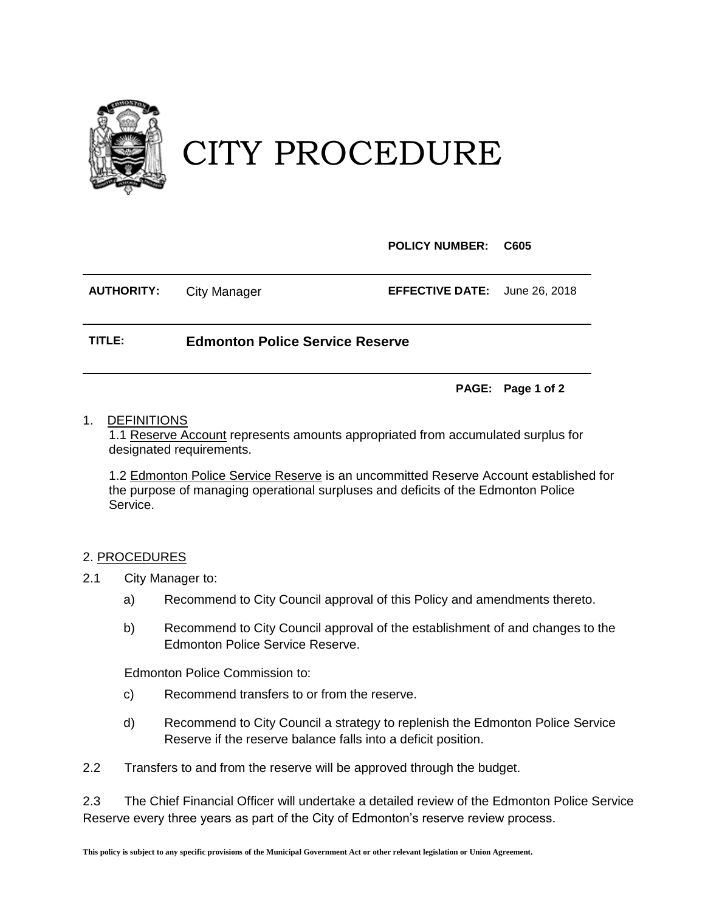# CITY PROCEDURE

| | | | |
|---|---|---|---|
| | | **POLICY NUMBER:** | **C605** |
| **AUTHORITY:** | City Manager | **EFFECTIVE DATE:** | June 26, 2018 |
| **TITLE:** | **Edmonton Police Service Reserve** | | |

1. DEFINITIONS

   1.1 Reserve Account represents amounts appropriated from accumulated surplus for designated requirements.

   1.2 Edmonton Police Service Reserve is an uncommitted Reserve Account established for the purpose of managing operational surpluses and deficits of the Edmonton Police Service.

2. PROCEDURES

2.1 City Manager to:

   a) Recommend to City Council approval of this Policy and amendments thereto.

   b) Recommend to City Council approval of the establishment of and changes to the Edmonton Police Service Reserve.

   Edmonton Police Commission to:

   c) Recommend transfers to or from the reserve.

   d) Recommend to City Council a strategy to replenish the Edmonton Police Service Reserve if the reserve balance falls into a deficit position.

2.2 Transfers to and from the reserve will be approved through the budget.

2.3 The Chief Financial Officer will undertake a detailed review of the Edmonton Police Service Reserve every three years as part of the City of Edmonton's reserve review process.

**This policy is subject to any specific provisions of the Municipal Government Act or other relevant legislation or Union Agreement.**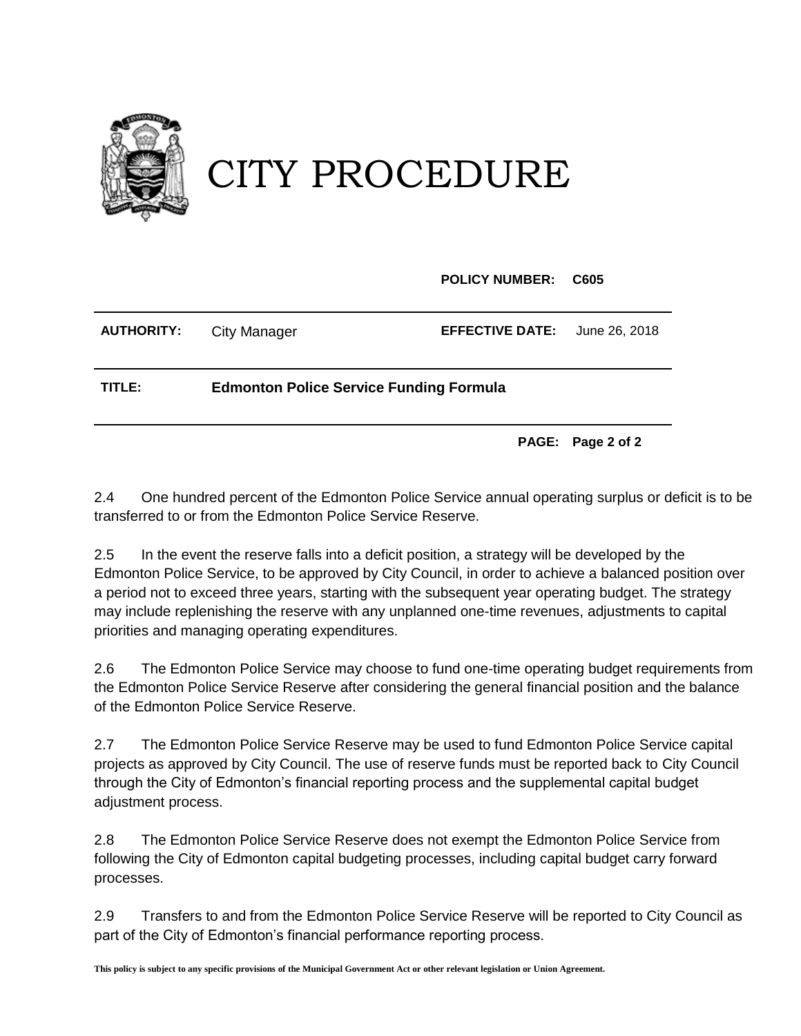# CITY PROCEDURE

| | | | |
|---|---|---|---|
| | | **POLICY NUMBER:** | **C605** |
| **AUTHORITY:** | City Manager | **EFFECTIVE DATE:** | June 26, 2018 |
| **TITLE:** | **Edmonton Police Service Funding Formula** | | |

2.4 One hundred percent of the Edmonton Police Service annual operating surplus or deficit is to be transferred to or from the Edmonton Police Service Reserve.

2.5 In the event the reserve falls into a deficit position, a strategy will be developed by the Edmonton Police Service, to be approved by City Council, in order to achieve a balanced position over a period not to exceed three years, starting with the subsequent year operating budget. The strategy may include replenishing the reserve with any unplanned one-time revenues, adjustments to capital priorities and managing operating expenditures.

2.6 The Edmonton Police Service may choose to fund one-time operating budget requirements from the Edmonton Police Service Reserve after considering the general financial position and the balance of the Edmonton Police Service Reserve.

2.7 The Edmonton Police Service Reserve may be used to fund Edmonton Police Service capital projects as approved by City Council. The use of reserve funds must be reported back to City Council through the City of Edmonton's financial reporting process and the supplemental capital budget adjustment process.

2.8 The Edmonton Police Service Reserve does not exempt the Edmonton Police Service from following the City of Edmonton capital budgeting processes, including capital budget carry forward processes.

2.9 Transfers to and from the Edmonton Police Service Reserve will be reported to City Council as part of the City of Edmonton's financial performance reporting process.

**This policy is subject to any specific provisions of the Municipal Government Act or other relevant legislation or Union Agreement.**